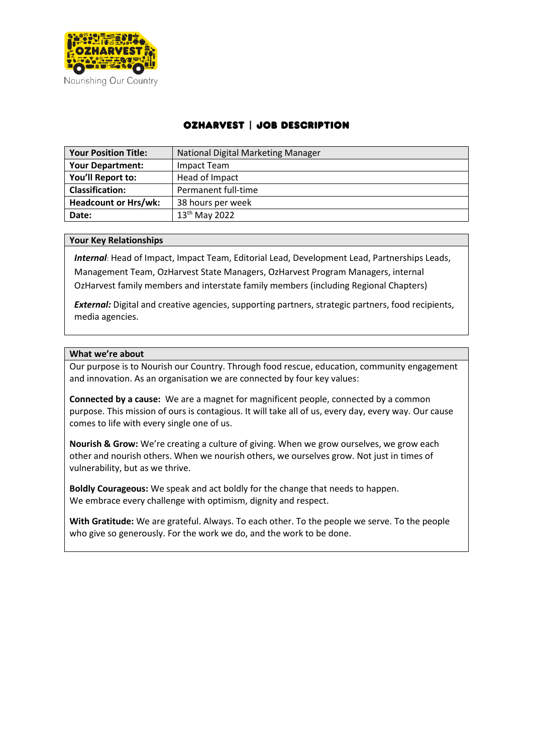Nourishing Our Country

# OZHARVEST | JOB DESCRIPTION

| **Your Position Title:** | National Digital Marketing Manager |
|---|---|
| **Your Department:** | Impact Team |
| **You'll Report to:** | Head of Impact |
| **Classification:** | Permanent full-time |
| **Headcount or Hrs/wk:** | 38 hours per week |
| **Date:** | 13th May 2022 |

## Your Key Relationships

***Internal***: Head of Impact, Impact Team, Editorial Lead, Development Lead, Partnerships Leads, Management Team, OzHarvest State Managers, OzHarvest Program Managers, internal OzHarvest family members and interstate family members (including Regional Chapters)

***External:*** Digital and creative agencies, supporting partners, strategic partners, food recipients, media agencies.

## What we're about

Our purpose is to Nourish our Country. Through food rescue, education, community engagement and innovation. As an organisation we are connected by four key values:

**Connected by a cause:** We are a magnet for magnificent people, connected by a common purpose. This mission of ours is contagious. It will take all of us, every day, every way. Our cause comes to life with every single one of us.

**Nourish & Grow:** We're creating a culture of giving. When we grow ourselves, we grow each other and nourish others. When we nourish others, we ourselves grow. Not just in times of vulnerability, but as we thrive.

**Boldly Courageous:** We speak and act boldly for the change that needs to happen. We embrace every challenge with optimism, dignity and respect.

**With Gratitude:** We are grateful. Always. To each other. To the people we serve. To the people who give so generously. For the work we do, and the work to be done.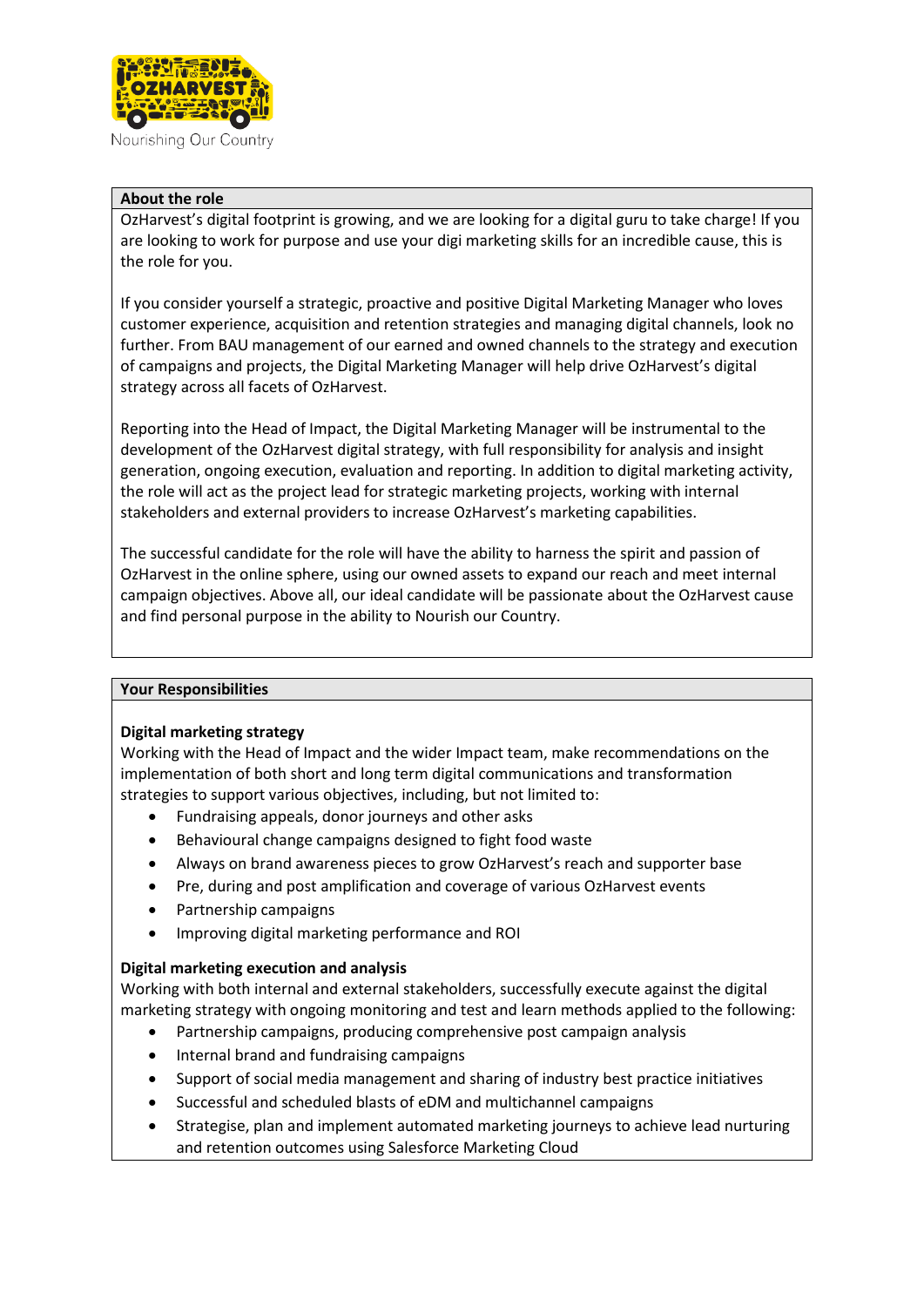## About the role

OzHarvest's digital footprint is growing, and we are looking for a digital guru to take charge! If you are looking to work for purpose and use your digi marketing skills for an incredible cause, this is the role for you.

If you consider yourself a strategic, proactive and positive Digital Marketing Manager who loves customer experience, acquisition and retention strategies and managing digital channels, look no further. From BAU management of our earned and owned channels to the strategy and execution of campaigns and projects, the Digital Marketing Manager will help drive OzHarvest's digital strategy across all facets of OzHarvest.

Reporting into the Head of Impact, the Digital Marketing Manager will be instrumental to the development of the OzHarvest digital strategy, with full responsibility for analysis and insight generation, ongoing execution, evaluation and reporting. In addition to digital marketing activity, the role will act as the project lead for strategic marketing projects, working with internal stakeholders and external providers to increase OzHarvest's marketing capabilities.

The successful candidate for the role will have the ability to harness the spirit and passion of OzHarvest in the online sphere, using our owned assets to expand our reach and meet internal campaign objectives. Above all, our ideal candidate will be passionate about the OzHarvest cause and find personal purpose in the ability to Nourish our Country.

## Your Responsibilities

### Digital marketing strategy

Working with the Head of Impact and the wider Impact team, make recommendations on the implementation of both short and long term digital communications and transformation strategies to support various objectives, including, but not limited to:

- Fundraising appeals, donor journeys and other asks
- Behavioural change campaigns designed to fight food waste
- Always on brand awareness pieces to grow OzHarvest's reach and supporter base
- Pre, during and post amplification and coverage of various OzHarvest events
- Partnership campaigns
- Improving digital marketing performance and ROI

### Digital marketing execution and analysis

Working with both internal and external stakeholders, successfully execute against the digital marketing strategy with ongoing monitoring and test and learn methods applied to the following:

- Partnership campaigns, producing comprehensive post campaign analysis
- Internal brand and fundraising campaigns
- Support of social media management and sharing of industry best practice initiatives
- Successful and scheduled blasts of eDM and multichannel campaigns
- Strategise, plan and implement automated marketing journeys to achieve lead nurturing and retention outcomes using Salesforce Marketing Cloud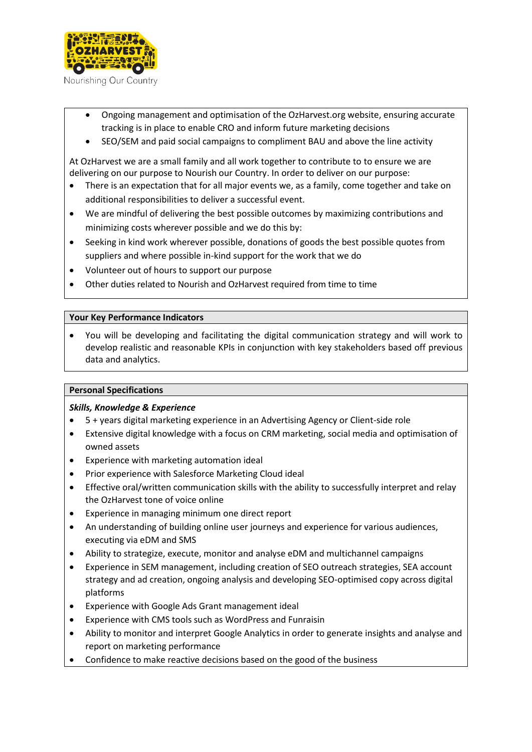- Ongoing management and optimisation of the OzHarvest.org website, ensuring accurate tracking is in place to enable CRO and inform future marketing decisions
- SEO/SEM and paid social campaigns to compliment BAU and above the line activity

At OzHarvest we are a small family and all work together to contribute to to ensure we are delivering on our purpose to Nourish our Country. In order to deliver on our purpose:

- There is an expectation that for all major events we, as a family, come together and take on additional responsibilities to deliver a successful event.
- We are mindful of delivering the best possible outcomes by maximizing contributions and minimizing costs wherever possible and we do this by:
- Seeking in kind work wherever possible, donations of goods the best possible quotes from suppliers and where possible in-kind support for the work that we do
- Volunteer out of hours to support our purpose
- Other duties related to Nourish and OzHarvest required from time to time

## Your Key Performance Indicators

- You will be developing and facilitating the digital communication strategy and will work to develop realistic and reasonable KPIs in conjunction with key stakeholders based off previous data and analytics.

## Personal Specifications

***Skills, Knowledge & Experience***

- 5 + years digital marketing experience in an Advertising Agency or Client-side role
- Extensive digital knowledge with a focus on CRM marketing, social media and optimisation of owned assets
- Experience with marketing automation ideal
- Prior experience with Salesforce Marketing Cloud ideal
- Effective oral/written communication skills with the ability to successfully interpret and relay the OzHarvest tone of voice online
- Experience in managing minimum one direct report
- An understanding of building online user journeys and experience for various audiences, executing via eDM and SMS
- Ability to strategize, execute, monitor and analyse eDM and multichannel campaigns
- Experience in SEM management, including creation of SEO outreach strategies, SEA account strategy and ad creation, ongoing analysis and developing SEO-optimised copy across digital platforms
- Experience with Google Ads Grant management ideal
- Experience with CMS tools such as WordPress and Funraisin
- Ability to monitor and interpret Google Analytics in order to generate insights and analyse and report on marketing performance
- Confidence to make reactive decisions based on the good of the business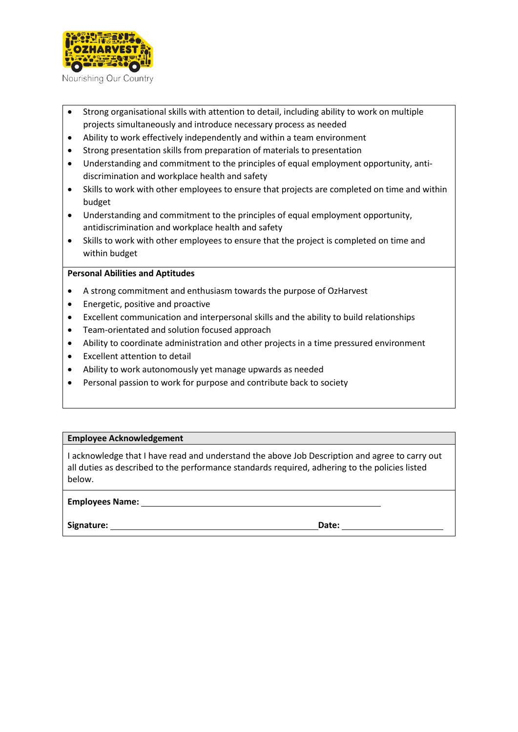- Strong organisational skills with attention to detail, including ability to work on multiple projects simultaneously and introduce necessary process as needed
- Ability to work effectively independently and within a team environment
- Strong presentation skills from preparation of materials to presentation
- Understanding and commitment to the principles of equal employment opportunity, anti-discrimination and workplace health and safety
- Skills to work with other employees to ensure that projects are completed on time and within budget
- Understanding and commitment to the principles of equal employment opportunity, antidiscrimination and workplace health and safety
- Skills to work with other employees to ensure that the project is completed on time and within budget

**Personal Abilities and Aptitudes**

- A strong commitment and enthusiasm towards the purpose of OzHarvest
- Energetic, positive and proactive
- Excellent communication and interpersonal skills and the ability to build relationships
- Team-orientated and solution focused approach
- Ability to coordinate administration and other projects in a time pressured environment
- Excellent attention to detail
- Ability to work autonomously yet manage upwards as needed
- Personal passion to work for purpose and contribute back to society

**Employee Acknowledgement**

I acknowledge that I have read and understand the above Job Description and agree to carry out all duties as described to the performance standards required, adhering to the policies listed below.

**Employees Name:** ______________________________

**Signature:** ______________________________ **Date:** ____________________